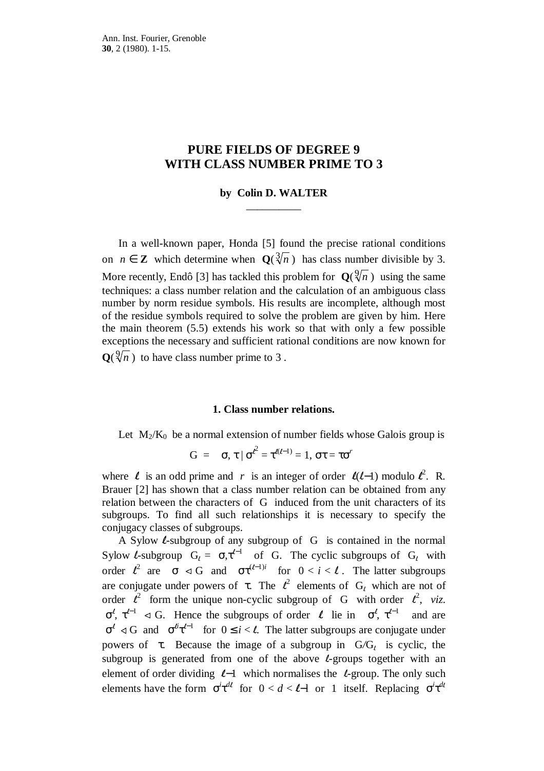# PURE FIELDS OF DEGREE 9 WITH CLASS NUMBER PRIME TO 3

**by Colin D. WALTER**

In a well-known paper, Honda [5] found the precise rational conditions on $n \in \mathbf{Z}$ which determine when $\mathbf{Q}(\sqrt[3]{n})$ has class number divisible by 3. More recently, Endô [3] has tackled this problem for $\mathbf{Q}(\sqrt[9]{n})$ using the same techniques: a class number relation and the calculation of an ambiguous class number by norm residue symbols. His results are incomplete, although most of the residue symbols required to solve the problem are given by him. Here the main theorem (5.5) extends his work so that with only a few possible exceptions the necessary and sufficient rational conditions are now known for $\mathbf{Q}(\sqrt[9]{n})$ to have class number prime to 3 .

## 1. Class number relations.

Let $M_2/K_0$ be a normal extension of number fields whose Galois group is

$$G = \langle \sigma, \tau \mid \sigma^{\ell^2} = \tau^{\ell(\ell-1)} = 1,\ \sigma\tau = \tau\sigma^r \rangle$$

where $\ell$ is an odd prime and $r$ is an integer of order $\ell(\ell-1)$ modulo $\ell^2$. R. Brauer [2] has shown that a class number relation can be obtained from any relation between the characters of G induced from the unit characters of its subgroups. To find all such relationships it is necessary to specify the conjugacy classes of subgroups.

A Sylow $\ell$-subgroup of any subgroup of G is contained in the normal Sylow $\ell$-subgroup $G_\ell = \langle \sigma, \tau^{\ell-1} \rangle$ of G. The cyclic subgroups of $G_\ell$ with order $\ell^2$ are $\langle \sigma \rangle \lhd G$ and $\langle \sigma\tau^{(\ell-1)i} \rangle$ for $0 < i < \ell$. The latter subgroups are conjugate under powers of $\tau$. The $\ell^2$ elements of $G_\ell$ which are not of order $\ell^2$ form the unique non-cyclic subgroup of G with order $\ell^2$, *viz.* $\langle \sigma^\ell, \tau^{\ell-1} \rangle \lhd G$. Hence the subgroups of order $\ell$ lie in $\langle \sigma^\ell, \tau^{\ell-1} \rangle$ and are $\langle \sigma^\ell \rangle \lhd G$ and $\langle \sigma^{\ell i}\tau^{\ell-1} \rangle$ for $0 \le i < \ell$. The latter subgroups are conjugate under powers of $\tau$. Because the image of a subgroup in $G/G_\ell$ is cyclic, the subgroup is generated from one of the above $\ell$-groups together with an element of order dividing $\ell-1$ which normalises the $\ell$-group. The only such elements have the form $\sigma^i\tau^{d\ell}$ for $0 < d < \ell-1$ or 1 itself. Replacing $\sigma^i\tau^{d\ell}$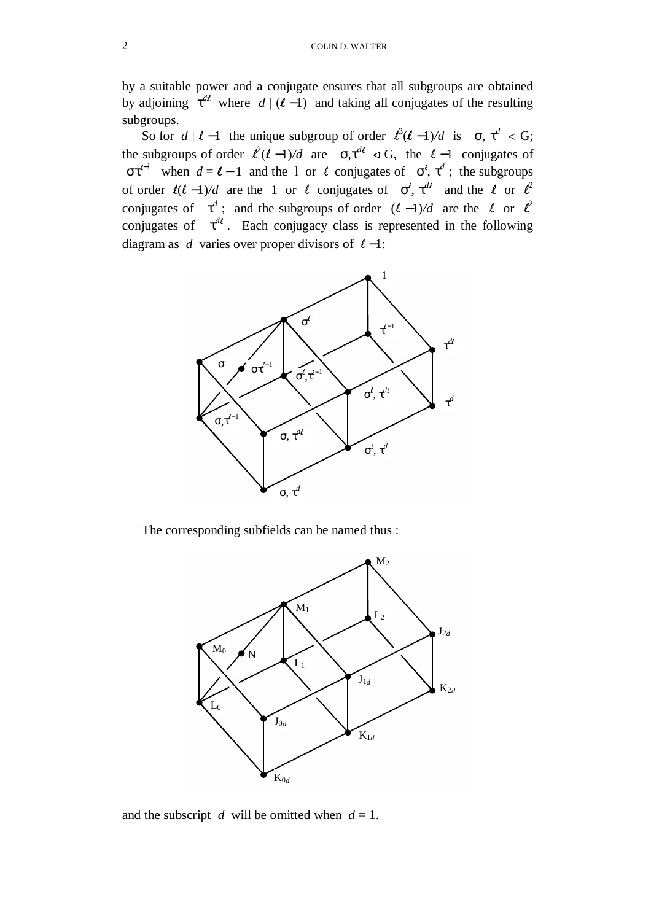by a suitable power and a conjugate ensures that all subgroups are obtained by adjoining $\tau^{d\ell}$ where $d \mid (\ell - 1)$ and taking all conjugates of the resulting subgroups.

So for $d \mid \ell - 1$ the unique subgroup of order $\ell^3(\ell - 1)/d$ is $\langle \sigma, \tau^d \rangle \lhd G$; the subgroups of order $\ell^2(\ell - 1)/d$ are $\langle \sigma, \tau^{d\ell} \rangle \lhd G$, the $\ell - 1$ conjugates of $\langle \sigma\tau^{\ell-1} \rangle$ when $d = \ell - 1$ and the 1 or $\ell$ conjugates of $\langle \sigma^\ell, \tau^d \rangle$; the subgroups of order $\ell(\ell - 1)/d$ are the 1 or $\ell$ conjugates of $\langle \sigma^\ell, \tau^{d\ell} \rangle$ and the $\ell$ or $\ell^2$ conjugates of $\langle \tau^d \rangle$; and the subgroups of order $(\ell - 1)/d$ are the $\ell$ or $\ell^2$ conjugates of $\langle \tau^{d\ell} \rangle$. Each conjugacy class is represented in the following diagram as $d$ varies over proper divisors of $\ell - 1$:

1

$\sigma^\ell$

$\tau^{\ell-1}$

$\tau^{d\ell}$

$\sigma$

$\sigma\tau^{\ell-1}$

$\sigma^\ell, \tau^{\ell-1}$

$\sigma^\ell, \tau^{d\ell}$

$\tau^d$

$\sigma, \tau^{\ell-1}$

$\sigma, \tau^{d\ell}$

$\sigma^\ell, \tau^d$

$\sigma, \tau^d$

The corresponding subfields can be named thus :

$M_2$

$M_1$

$L_2$

$J_{2d}$

$M_0$

$N$

$L_1$

$J_{1d}$

$K_{2d}$

$L_0$

$J_{0d}$

$K_{1d}$

$K_{0d}$

and the subscript $d$ will be omitted when $d = 1$.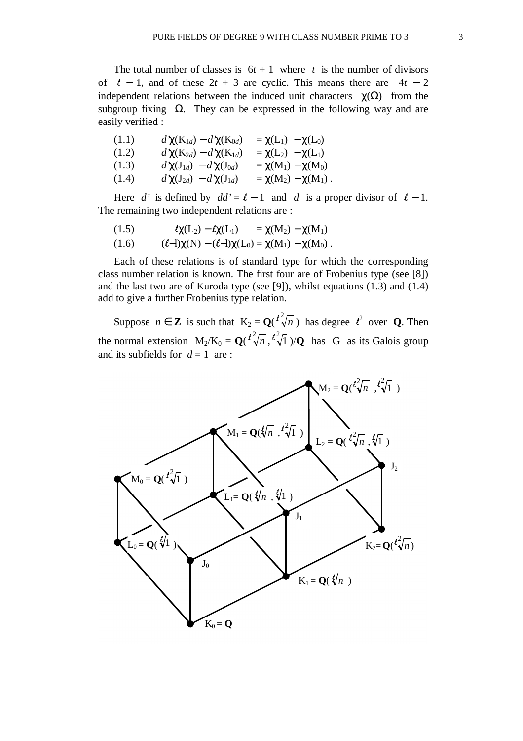The total number of classes is $6t + 1$ where $t$ is the number of divisors of $\ell - 1$, and of these $2t + 3$ are cyclic. This means there are $4t - 2$ independent relations between the induced unit characters $\chi(\Omega)$ from the subgroup fixing $\Omega$. They can be expressed in the following way and are easily verified :

$$(1.1) \qquad d'\chi(K_{1d}) - d'\chi(K_{0d}) = \chi(L_1) - \chi(L_0)$$

$$(1.2) \qquad d'\chi(K_{2d}) - d'\chi(K_{1d}) = \chi(L_2) - \chi(L_1)$$

$$(1.3) \qquad d'\chi(J_{1d}) - d'\chi(J_{0d}) = \chi(M_1) - \chi(M_0)$$

$$(1.4) \qquad d'\chi(J_{2d}) - d'\chi(J_{1d}) = \chi(M_2) - \chi(M_1)\,.$$

Here $d'$ is defined by $dd' = \ell - 1$ and $d$ is a proper divisor of $\ell - 1$. The remaining two independent relations are :

$$(1.5) \qquad \ell\chi(L_2) - \ell\chi(L_1) = \chi(M_2) - \chi(M_1)$$

$$(1.6) \qquad (\ell-1)\chi(N) - (\ell-1)\chi(L_0) = \chi(M_1) - \chi(M_0)\,.$$

Each of these relations is of standard type for which the corresponding class number relation is known. The first four are of Frobenius type (see [8]) and the last two are of Kuroda type (see [9]), whilst equations (1.3) and (1.4) add to give a further Frobenius type relation.

Suppose $n \in \mathbf{Z}$ is such that $K_2 = \mathbf{Q}(\sqrt[\ell^2]{n})$ has degree $\ell^2$ over $\mathbf{Q}$. Then the normal extension $M_2/K_0 = \mathbf{Q}(\sqrt[\ell^2]{n}, \sqrt[\ell^2]{1})/\mathbf{Q}$ has $G$ as its Galois group and its subfields for $d = 1$ are :

$M_2 = \mathbf{Q}(\sqrt[\ell^2]{n}, \sqrt[\ell^2]{1})$, $M_1 = \mathbf{Q}(\sqrt[\ell]{n}, \sqrt[\ell^2]{1})$, $L_2 = \mathbf{Q}(\sqrt[\ell^2]{n}, \sqrt[\ell]{1})$, $J_2$, $M_0 = \mathbf{Q}(\sqrt[\ell^2]{1})$, $L_1 = \mathbf{Q}(\sqrt[\ell]{n}, \sqrt[\ell]{1})$, $J_1$, $L_0 = \mathbf{Q}(\sqrt[\ell]{1})$, $K_2 = \mathbf{Q}(\sqrt[\ell^2]{n})$, $J_0$, $K_1 = \mathbf{Q}(\sqrt[\ell]{n})$, $K_0 = \mathbf{Q}$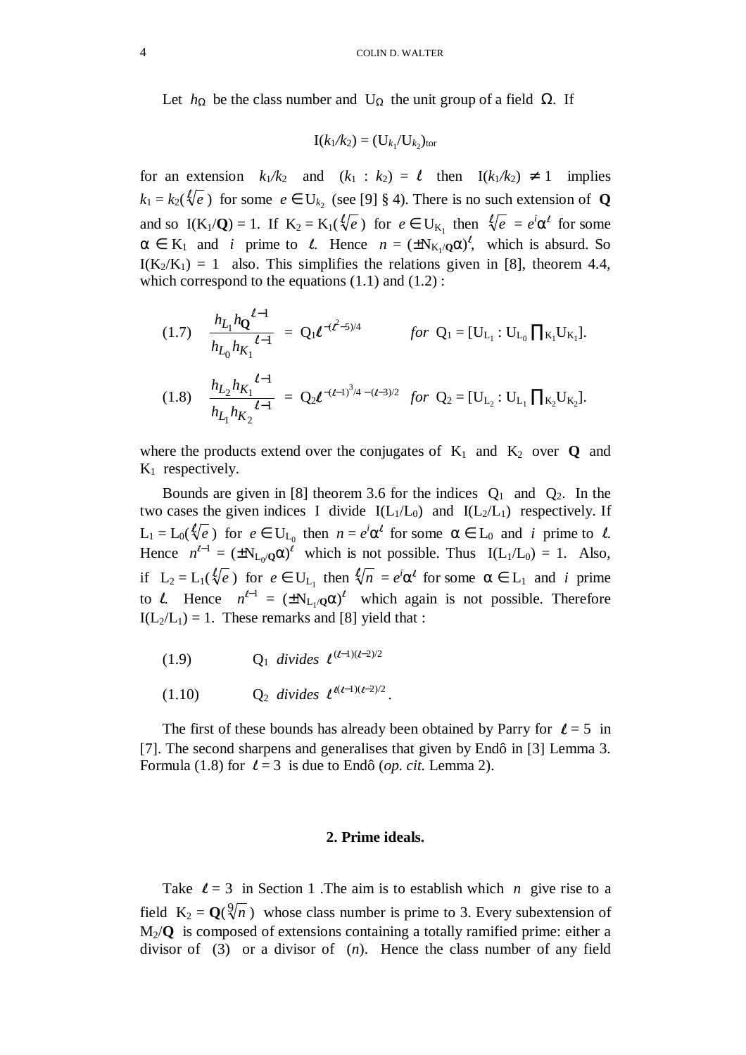Let $h_\Omega$ be the class number and $U_\Omega$ the unit group of a field $\Omega$. If

$$I(k_1/k_2) = (U_{k_1}/U_{k_2})_{\text{tor}}$$

for an extension $k_1/k_2$ and $(k_1 : k_2) = \ell$ then $I(k_1/k_2) \neq 1$ implies $k_1 = k_2(\sqrt[\ell]{e})$ for some $e \in U_{k_2}$ (see [9] § 4). There is no such extension of $\mathbf{Q}$ and so $I(K_1/\mathbf{Q}) = 1$. If $K_2 = K_1(\sqrt[\ell]{e})$ for $e \in U_{K_1}$ then $\sqrt[\ell]{e} = e^i\alpha^\ell$ for some $\alpha \in K_1$ and $i$ prime to $\ell$. Hence $n = (\pm N_{K_1/\mathbf{Q}}\alpha)^\ell$, which is absurd. So $I(K_2/K_1) = 1$ also. This simplifies the relations given in [8], theorem 4.4, which correspond to the equations (1.1) and (1.2) :

$$(1.7) \quad \frac{h_{L_1} h_{\mathbf{Q}}^{\ell-1}}{h_{L_0} h_{K_1}^{\ell-1}} = Q_1 \ell^{-(\ell^2-5)/4} \qquad \textit{for } Q_1 = [U_{L_1} : U_{L_0} \textstyle\prod_{K_1} U_{K_1}].$$

$$(1.8) \quad \frac{h_{L_2} h_{K_1}^{\ell-1}}{h_{L_1} h_{K_2}^{\ell-1}} = Q_2 \ell^{-(\ell-1)^3/4 - (\ell-3)/2} \quad \textit{for } Q_2 = [U_{L_2} : U_{L_1} \textstyle\prod_{K_2} U_{K_2}].$$

where the products extend over the conjugates of $K_1$ and $K_2$ over $\mathbf{Q}$ and $K_1$ respectively.

Bounds are given in [8] theorem 3.6 for the indices $Q_1$ and $Q_2$. In the two cases the given indices I divide $I(L_1/L_0)$ and $I(L_2/L_1)$ respectively. If $L_1 = L_0(\sqrt[\ell]{e})$ for $e \in U_{L_0}$ then $n = e^i\alpha^\ell$ for some $\alpha \in L_0$ and $i$ prime to $\ell$. Hence $n^{\ell-1} = (\pm N_{L_0/\mathbf{Q}}\alpha)^\ell$ which is not possible. Thus $I(L_1/L_0) = 1$. Also, if $L_2 = L_1(\sqrt[\ell]{e})$ for $e \in U_{L_1}$ then $\sqrt[\ell]{n} = e^i\alpha^\ell$ for some $\alpha \in L_1$ and $i$ prime to $\ell$. Hence $n^{\ell-1} = (\pm N_{L_1/\mathbf{Q}}\alpha)^\ell$ which again is not possible. Therefore $I(L_2/L_1) = 1$. These remarks and [8] yield that :

(1.9) $\qquad Q_1$ *divides* $\ell^{(\ell-1)(\ell-2)/2}$

(1.10) $\qquad Q_2$ *divides* $\ell^{\ell(\ell-1)(\ell-2)/2}$.

The first of these bounds has already been obtained by Parry for $\ell = 5$ in [7]. The second sharpens and generalises that given by Endô in [3] Lemma 3. Formula (1.8) for $\ell = 3$ is due to Endô (*op. cit.* Lemma 2).

## 2. Prime ideals.

Take $\ell = 3$ in Section 1 .The aim is to establish which $n$ give rise to a field $K_2 = \mathbf{Q}(\sqrt[9]{n})$ whose class number is prime to 3. Every subextension of $M_2/\mathbf{Q}$ is composed of extensions containing a totally ramified prime: either a divisor of $(3)$ or a divisor of $(n)$. Hence the class number of any field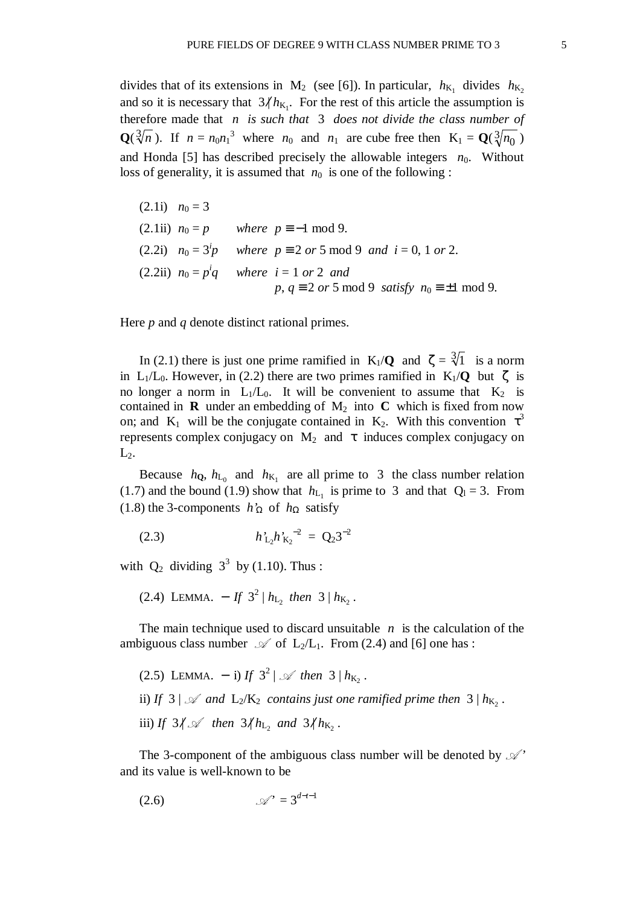divides that of its extensions in $M_2$ (see [6]). In particular, $h_{K_1}$ divides $h_{K_2}$ and so it is necessary that $3 \nmid h_{K_1}$. For the rest of this article the assumption is therefore made that *$n$ is such that 3 does not divide the class number of* $\mathbf{Q}(\sqrt[3]{n})$. If $n = n_0 n_1^3$ where $n_0$ and $n_1$ are cube free then $K_1 = \mathbf{Q}(\sqrt[3]{n_0})$ and Honda [5] has described precisely the allowable integers $n_0$. Without loss of generality, it is assumed that $n_0$ is one of the following :

(2.1i) $n_0 = 3$

(2.1ii) $n_0 = p$ *where* $p \equiv -1 \bmod 9$.

(2.2i) $n_0 = 3^i p$ *where* $p \equiv 2$ *or* $5 \bmod 9$ *and* $i = 0, 1$ *or* $2$.

(2.2ii) $n_0 = p^i q$ *where* $i = 1$ *or* $2$ *and* $p, q \equiv 2$ *or* $5 \bmod 9$ *satisfy* $n_0 \equiv \pm 1 \bmod 9$.

Here $p$ and $q$ denote distinct rational primes.

In (2.1) there is just one prime ramified in $K_1/\mathbf{Q}$ and $\zeta = \sqrt[3]{1}$ is a norm in $L_1/L_0$. However, in (2.2) there are two primes ramified in $K_1/\mathbf{Q}$ but $\zeta$ is no longer a norm in $L_1/L_0$. It will be convenient to assume that $K_2$ is contained in $\mathbf{R}$ under an embedding of $M_2$ into $\mathbf{C}$ which is fixed from now on; and $K_1$ will be the conjugate contained in $K_2$. With this convention $\tau^3$ represents complex conjugacy on $M_2$ and $\tau$ induces complex conjugacy on $L_2$.

Because $h_{\mathbf{Q}}$, $h_{L_0}$ and $h_{K_1}$ are all prime to 3 the class number relation (1.7) and the bound (1.9) show that $h_{L_1}$ is prime to 3 and that $Q_1 = 3$. From (1.8) the 3-components $h'_\Omega$ of $h_\Omega$ satisfy

$$(2.3) \qquad h'_{L_2} {h'_{K_2}}^{-2} = Q_2 3^{-2}$$

with $Q_2$ dividing $3^3$ by (1.10). Thus :

(2.4) Lemma. – *If* $3^2 \mid h_{L_2}$ *then* $3 \mid h_{K_2}$.

The main technique used to discard unsuitable $n$ is the calculation of the ambiguous class number $\mathscr{A}$ of $L_2/L_1$. From (2.4) and [6] one has :

(2.5) Lemma. – i) *If* $3^2 \mid \mathscr{A}$ *then* $3 \mid h_{K_2}$.

ii) *If* $3 \mid \mathscr{A}$ *and* $L_2/K_2$ *contains just one ramified prime then* $3 \mid h_{K_2}$.

iii) *If* $3 \nmid \mathscr{A}$ *then* $3 \nmid h_{L_2}$ *and* $3 \nmid h_{K_2}$.

The 3-component of the ambiguous class number will be denoted by $\mathscr{A}'$ and its value is well-known to be

$$(2.6) \qquad \mathscr{A}' = 3^{d-t-1}$$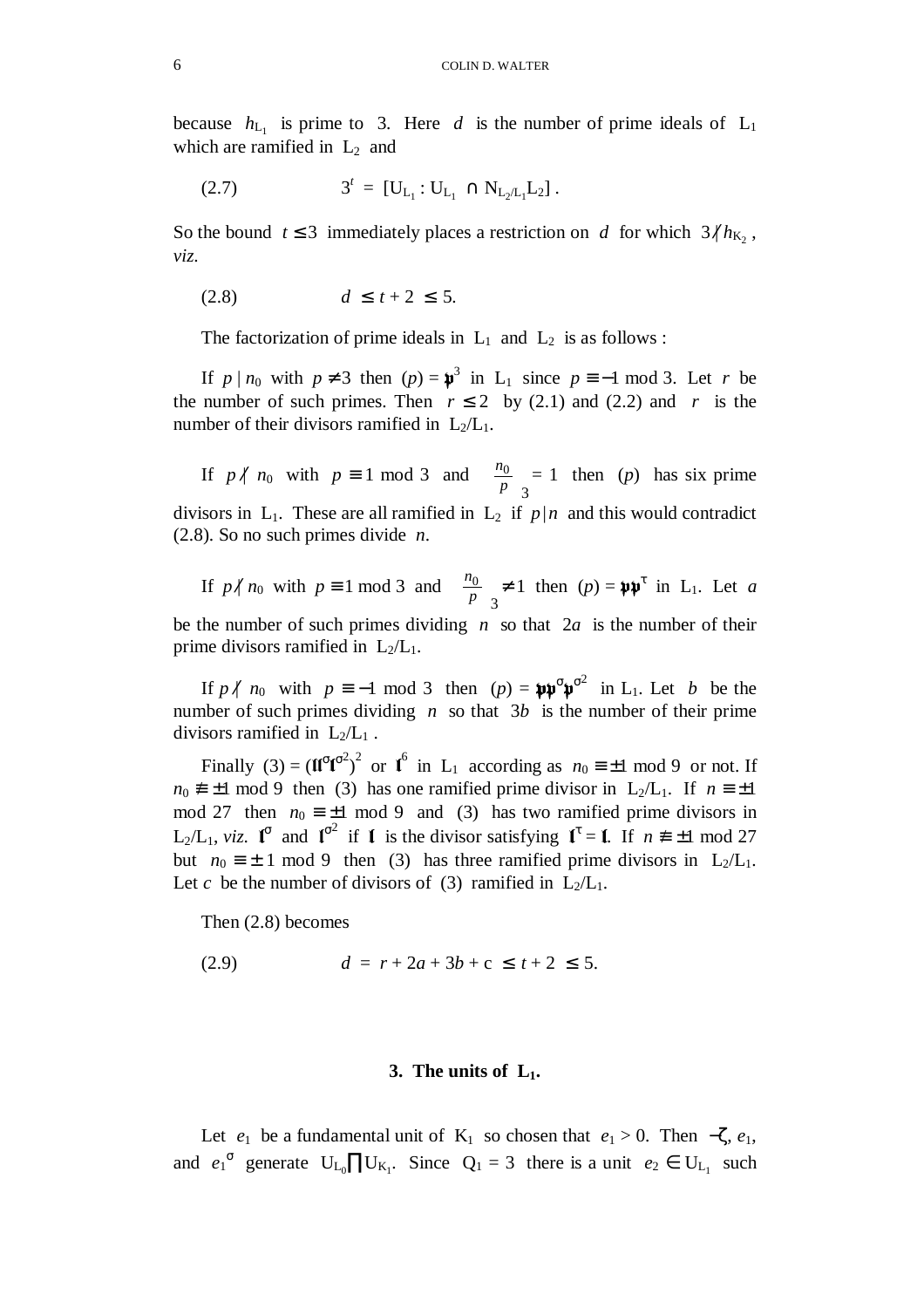because $h_{L_1}$ is prime to 3. Here $d$ is the number of prime ideals of $L_1$ which are ramified in $L_2$ and

$$(2.7) \qquad 3^t = [U_{L_1} : U_{L_1} \cap N_{L_2/L_1}L_2]\,.$$

So the bound $t \le 3$ immediately places a restriction on $d$ for which $3 \nmid h_{K_2}$, *viz.*

$$(2.8) \qquad d \le t + 2 \le 5.$$

The factorization of prime ideals in $L_1$ and $L_2$ is as follows :

If $p \mid n_0$ with $p \ne 3$ then $(p) = \mathfrak{p}^3$ in $L_1$ since $p \equiv -1 \bmod 3$. Let $r$ be the number of such primes. Then $r \le 2$ by (2.1) and (2.2) and $r$ is the number of their divisors ramified in $L_2/L_1$.

If $p \nmid n_0$ with $p \equiv 1 \bmod 3$ and $\left(\frac{n_0}{p}\right)_3 = 1$ then $(p)$ has six prime divisors in $L_1$. These are all ramified in $L_2$ if $p \mid n$ and this would contradict (2.8). So no such primes divide $n$.

If $p \nmid n_0$ with $p \equiv 1 \bmod 3$ and $\left(\frac{n_0}{p}\right)_3 \ne 1$ then $(p) = \mathfrak{p}\mathfrak{p}^\tau$ in $L_1$. Let $a$ be the number of such primes dividing $n$ so that $2a$ is the number of their prime divisors ramified in $L_2/L_1$.

If $p \nmid n_0$ with $p \equiv -1 \bmod 3$ then $(p) = \mathfrak{p}\mathfrak{p}^\sigma\mathfrak{p}^{\sigma^2}$ in $L_1$. Let $b$ be the number of such primes dividing $n$ so that $3b$ is the number of their prime divisors ramified in $L_2/L_1$.

Finally $(3) = (\mathfrak{l}\mathfrak{l}^\sigma\mathfrak{l}^{\sigma^2})^2$ or $\mathfrak{l}^6$ in $L_1$ according as $n_0 \equiv \pm 1 \bmod 9$ or not. If $n_0 \not\equiv \pm 1 \bmod 9$ then (3) has one ramified prime divisor in $L_2/L_1$. If $n \equiv \pm 1 \bmod 27$ then $n_0 \equiv \pm 1 \bmod 9$ and (3) has two ramified prime divisors in $L_2/L_1$, *viz.* $\mathfrak{l}^\sigma$ and $\mathfrak{l}^{\sigma^2}$ if $\mathfrak{l}$ is the divisor satisfying $\mathfrak{l}^\tau = \mathfrak{l}$. If $n \not\equiv \pm 1 \bmod 27$ but $n_0 \equiv \pm 1 \bmod 9$ then (3) has three ramified prime divisors in $L_2/L_1$. Let $c$ be the number of divisors of (3) ramified in $L_2/L_1$.

Then (2.8) becomes

$$(2.9) \qquad d = r + 2a + 3b + c \le t + 2 \le 5.$$

## 3. The units of $L_1$.

Let $e_1$ be a fundamental unit of $K_1$ so chosen that $e_1 > 0$. Then $-\zeta$, $e_1$, and $e_1^\sigma$ generate $U_{L_0}\prod U_{K_1}$. Since $Q_1 = 3$ there is a unit $e_2 \in U_{L_1}$ such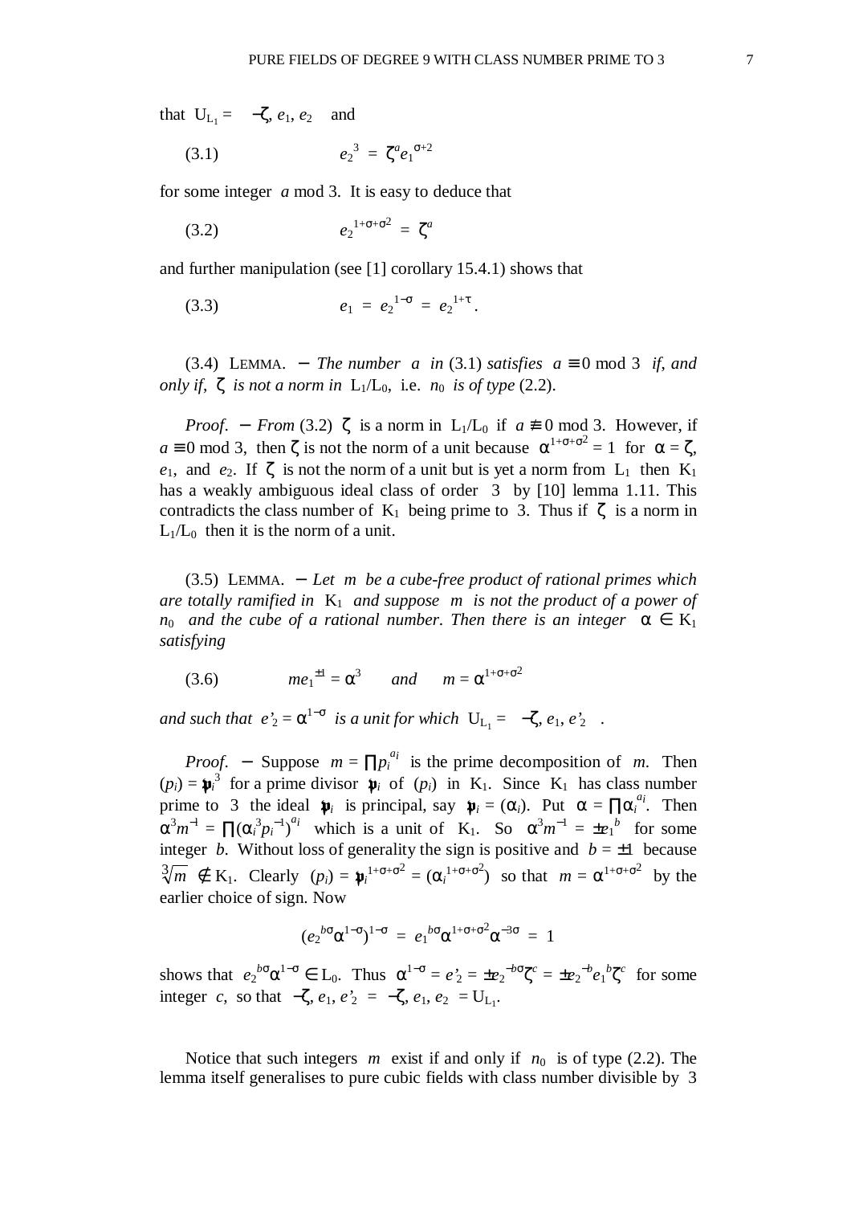that $U_{L_1} = \langle -\zeta, e_1, e_2 \rangle$ and

$$(3.1) \qquad e_2^{\,3} = \zeta^a e_1^{\,\sigma+2}$$

for some integer $a$ mod 3. It is easy to deduce that

$$(3.2) \qquad e_2^{\,1+\sigma+\sigma^2} = \zeta^a$$

and further manipulation (see [1] corollary 15.4.1) shows that

$$(3.3) \qquad e_1 = e_2^{\,1-\sigma} = e_2^{\,1+\tau}.$$

(3.4) LEMMA. $-$ *The number* $a$ *in* (3.1) *satisfies* $a \equiv 0 \bmod 3$ *if, and only if,* $\zeta$ *is not a norm in* $L_1/L_0$, i.e. $n_0$ *is of type* (2.2).

*Proof.* $-$ *From* (3.2) $\zeta$ is a norm in $L_1/L_0$ if $a \not\equiv 0 \bmod 3$. However, if $a \equiv 0 \bmod 3$, then $\zeta$ is not the norm of a unit because $\alpha^{1+\sigma+\sigma^2} = 1$ for $\alpha = \zeta$, $e_1$, and $e_2$. If $\zeta$ is not the norm of a unit but is yet a norm from $L_1$ then $K_1$ has a weakly ambiguous ideal class of order 3 by [10] lemma 1.11. This contradicts the class number of $K_1$ being prime to 3. Thus if $\zeta$ is a norm in $L_1/L_0$ then it is the norm of a unit.

(3.5) LEMMA. $-$ *Let* $m$ *be a cube-free product of rational primes which are totally ramified in* $K_1$ *and suppose* $m$ *is not the product of a power of* $n_0$ *and the cube of a rational number. Then there is an integer* $\alpha \in K_1$ *satisfying*

$$(3.6) \qquad m e_1^{\pm 1} = \alpha^3 \qquad \textit{and} \qquad m = \alpha^{1+\sigma+\sigma^2}$$

*and such that* $e'_2 = \alpha^{1-\sigma}$ *is a unit for which* $U_{L_1} = \langle -\zeta, e_1, e'_2 \rangle$.

*Proof.* $-$ Suppose $m = \prod p_i^{\,a_i}$ is the prime decomposition of $m$. Then $(p_i) = \mathfrak{p}_i^{\,3}$ for a prime divisor $\mathfrak{p}_i$ of $(p_i)$ in $K_1$. Since $K_1$ has class number prime to 3 the ideal $\mathfrak{p}_i$ is principal, say $\mathfrak{p}_i = (\alpha_i)$. Put $\alpha = \prod \alpha_i^{\,a_i}$. Then $\alpha^3 m^{-1} = \prod (\alpha_i^3 p_i^{-1})^{a_i}$ which is a unit of $K_1$. So $\alpha^3 m^{-1} = \pm e_1^{\,b}$ for some integer $b$. Without loss of generality the sign is positive and $b = \pm 1$ because $\sqrt[3]{m} \notin K_1$. Clearly $(p_i) = \mathfrak{p}_i^{\,1+\sigma+\sigma^2} = (\alpha_i^{\,1+\sigma+\sigma^2})$ so that $m = \alpha^{1+\sigma+\sigma^2}$ by the earlier choice of sign. Now

$$(e_2^{\,b\sigma} \alpha^{1-\sigma})^{1-\sigma} = e_1^{\,b\sigma} \alpha^{1+\sigma+\sigma^2} \alpha^{-3\sigma} = 1$$

shows that $e_2^{\,b\sigma} \alpha^{1-\sigma} \in L_0$. Thus $\alpha^{1-\sigma} = e'_2 = \pm e_2^{\,-b\sigma} \zeta^c = \pm e_2^{\,-b} e_1^{\,b} \zeta^c$ for some integer $c$, so that $\langle -\zeta, e_1, e'_2 \rangle = \langle -\zeta, e_1, e_2 \rangle = U_{L_1}$.

Notice that such integers $m$ exist if and only if $n_0$ is of type (2.2). The lemma itself generalises to pure cubic fields with class number divisible by 3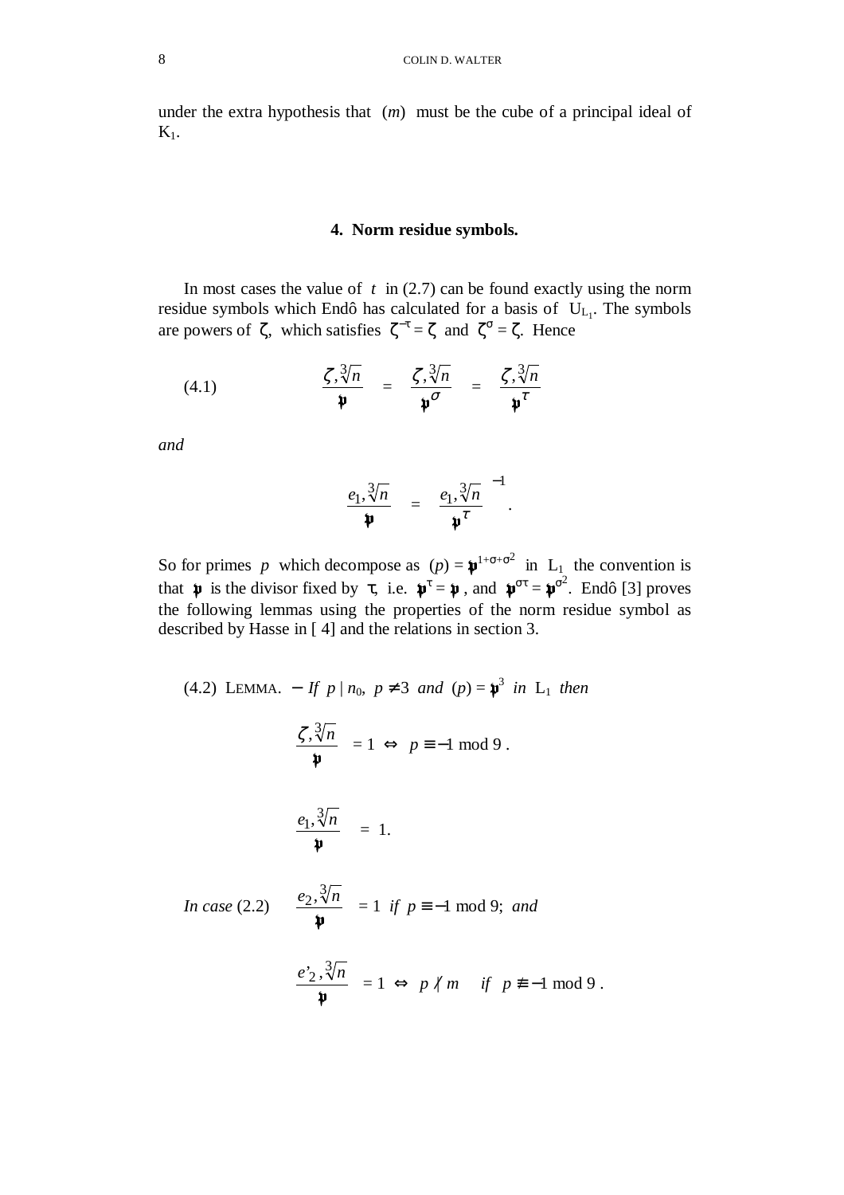under the extra hypothesis that $(m)$ must be the cube of a principal ideal of $K_1$.

## 4. Norm residue symbols.

In most cases the value of $t$ in (2.7) can be found exactly using the norm residue symbols which Endô has calculated for a basis of $U_{L_1}$. The symbols are powers of $\zeta$, which satisfies $\zeta^{-\tau} = \zeta$ and $\zeta^{\sigma} = \zeta$. Hence

$$\text{(4.1)} \qquad \left(\frac{\zeta, \sqrt[3]{n}}{\mathfrak{p}}\right) = \left(\frac{\zeta, \sqrt[3]{n}}{\mathfrak{p}^{\sigma}}\right) = \left(\frac{\zeta, \sqrt[3]{n}}{\mathfrak{p}^{\tau}}\right)$$

*and*

$$\left(\frac{e_1, \sqrt[3]{n}}{\mathfrak{p}}\right) = \left(\frac{e_1, \sqrt[3]{n}}{\mathfrak{p}^{\tau}}\right)^{-1}.$$

So for primes $p$ which decompose as $(p) = \mathfrak{p}^{1+\sigma+\sigma^2}$ in $L_1$ the convention is that $\mathfrak{p}$ is the divisor fixed by $\tau$, i.e. $\mathfrak{p}^{\tau} = \mathfrak{p}$, and $\mathfrak{p}^{\sigma\tau} = \mathfrak{p}^{\sigma^2}$. Endô [3] proves the following lemmas using the properties of the norm residue symbol as described by Hasse in [ 4] and the relations in section 3.

(4.2) LEMMA. $-$ *If* $p \mid n_0$, $p \neq 3$ *and* $(p) = \mathfrak{p}^3$ *in* $L_1$ *then*

$$\left(\frac{\zeta, \sqrt[3]{n}}{\mathfrak{p}}\right) = 1 \iff p \equiv -1 \bmod 9\,.$$

$$\left(\frac{e_1, \sqrt[3]{n}}{\mathfrak{p}}\right) = 1.$$

*In case* (2.2) $\qquad \left(\frac{e_2, \sqrt[3]{n}}{\mathfrak{p}}\right) = 1$ *if* $p \equiv -1 \bmod 9$; *and*

$$\left(\frac{e'_2, \sqrt[3]{n}}{\mathfrak{p}}\right) = 1 \iff p \nmid m \quad \textit{if} \quad p \not\equiv -1 \bmod 9\,.$$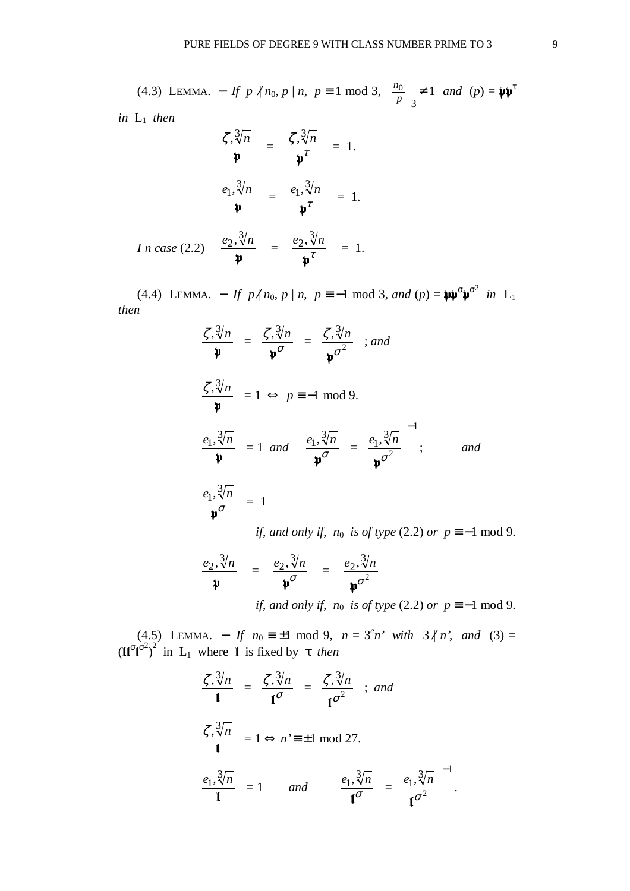(4.3) LEMMA. — *If* $p \nmid n_0$, $p \mid n$, $p \equiv 1 \bmod 3$, $\left(\frac{n_0}{p}\right)_3 \neq 1$ *and* $(p) = \mathfrak{p}\mathfrak{p}^\tau$ *in* $L_1$ *then*

$$\left(\frac{\zeta, \sqrt[3]{n}}{\mathfrak{p}}\right) = \left(\frac{\zeta, \sqrt[3]{n}}{\mathfrak{p}^\tau}\right) = 1.$$

$$\left(\frac{e_1, \sqrt[3]{n}}{\mathfrak{p}}\right) = \left(\frac{e_1, \sqrt[3]{n}}{\mathfrak{p}^\tau}\right) = 1.$$

*In case* (2.2) $\left(\frac{e_2, \sqrt[3]{n}}{\mathfrak{p}}\right) = \left(\frac{e_2, \sqrt[3]{n}}{\mathfrak{p}^\tau}\right) = 1.$

(4.4) LEMMA. — *If* $p \nmid n_0$, $p \mid n$, $p \equiv -1 \bmod 3$, *and* $(p) = \mathfrak{p}\mathfrak{p}^\sigma\mathfrak{p}^{\sigma^2}$ *in* $L_1$ *then*

$$\left(\frac{\zeta, \sqrt[3]{n}}{\mathfrak{p}}\right) = \left(\frac{\zeta, \sqrt[3]{n}}{\mathfrak{p}^\sigma}\right) = \left(\frac{\zeta, \sqrt[3]{n}}{\mathfrak{p}^{\sigma^2}}\right) \text{; and}$$

$$\left(\frac{\zeta, \sqrt[3]{n}}{\mathfrak{p}}\right) = 1 \Leftrightarrow p \equiv -1 \bmod 9.$$

$$\left(\frac{e_1, \sqrt[3]{n}}{\mathfrak{p}}\right) = 1 \text{ and } \left(\frac{e_1, \sqrt[3]{n}}{\mathfrak{p}^\sigma}\right) = \left(\frac{e_1, \sqrt[3]{n}}{\mathfrak{p}^{\sigma^2}}\right)^{-1}; \quad \text{and}$$

$$\left(\frac{e_1, \sqrt[3]{n}}{\mathfrak{p}^\sigma}\right) = 1$$

*if, and only if,* $n_0$ *is of type* (2.2) *or* $p \equiv -1 \bmod 9$.

$$\left(\frac{e_2, \sqrt[3]{n}}{\mathfrak{p}}\right) = \left(\frac{e_2, \sqrt[3]{n}}{\mathfrak{p}^\sigma}\right) = \left(\frac{e_2, \sqrt[3]{n}}{\mathfrak{p}^{\sigma^2}}\right)$$

*if, and only if,* $n_0$ *is of type* (2.2) *or* $p \equiv -1 \bmod 9$.

(4.5) LEMMA. — *If* $n_0 \equiv \pm 1 \bmod 9$, $n = 3^e n'$ *with* $3 \nmid n'$, *and* $(3) = (\mathfrak{l}\mathfrak{l}^\sigma\mathfrak{l}^{\sigma^2})^2$ in $L_1$ where $\mathfrak{l}$ is fixed by $\tau$ *then*

$$\left(\frac{\zeta, \sqrt[3]{n}}{\mathfrak{l}}\right) = \left(\frac{\zeta, \sqrt[3]{n}}{\mathfrak{l}^\sigma}\right) = \left(\frac{\zeta, \sqrt[3]{n}}{\mathfrak{l}^{\sigma^2}}\right) \text{; and}$$

$$\left(\frac{\zeta, \sqrt[3]{n}}{\mathfrak{l}}\right) = 1 \Leftrightarrow n' \equiv \pm 1 \bmod 27.$$

$$\left(\frac{e_1, \sqrt[3]{n}}{\mathfrak{l}}\right) = 1 \quad \text{and} \quad \left(\frac{e_1, \sqrt[3]{n}}{\mathfrak{l}^\sigma}\right) = \left(\frac{e_1, \sqrt[3]{n}}{\mathfrak{l}^{\sigma^2}}\right)^{-1}.$$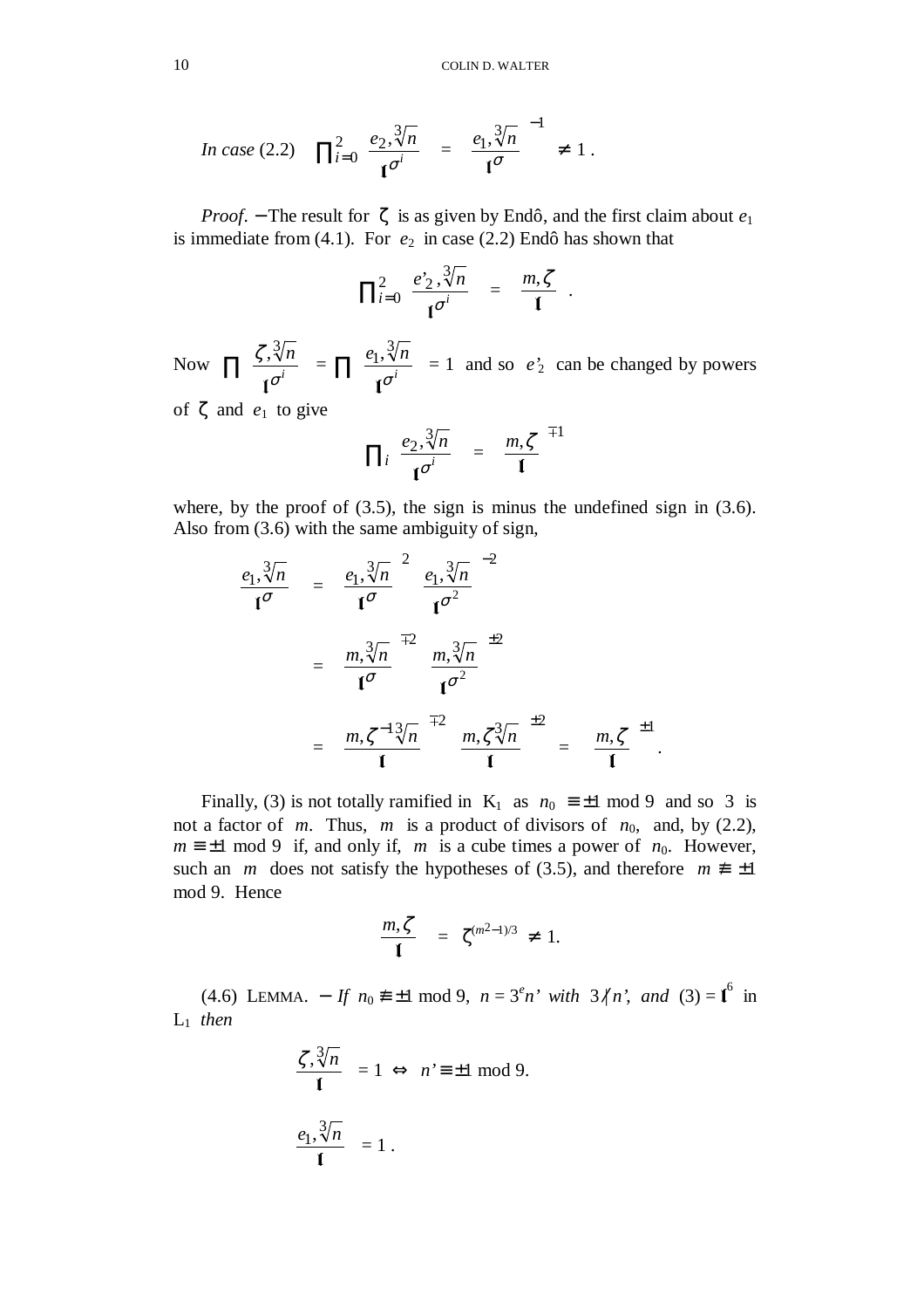*In case* (2.2) $\prod_{i=0}^{2}\left(\frac{e_2,\sqrt[3]{n}}{\mathfrak{l}^{\sigma^i}}\right) = \left(\frac{e_1,\sqrt[3]{n}}{\mathfrak{l}^{\sigma}}\right)^{-1} \neq 1$ .

*Proof*. − The result for $\zeta$ is as given by Endô, and the first claim about $e_1$ is immediate from (4.1). For $e_2$ in case (2.2) Endô has shown that

$$\prod_{i=0}^{2}\left(\frac{e'_2,\sqrt[3]{n}}{\mathfrak{l}^{\sigma^i}}\right) = \left(\frac{m,\zeta}{\mathfrak{l}}\right).$$

Now $\prod\left(\frac{\zeta,\sqrt[3]{n}}{\mathfrak{l}^{\sigma^i}}\right) = \prod\left(\frac{e_1,\sqrt[3]{n}}{\mathfrak{l}^{\sigma^i}}\right) = 1$ and so $e'_2$ can be changed by powers of $\zeta$ and $e_1$ to give

$$\prod_i\left(\frac{e_2,\sqrt[3]{n}}{\mathfrak{l}^{\sigma^i}}\right) = \left(\frac{m,\zeta}{\mathfrak{l}}\right)^{\mp 1}$$

where, by the proof of (3.5), the sign is minus the undefined sign in (3.6). Also from (3.6) with the same ambiguity of sign,

$$\begin{aligned}
\left(\frac{e_1,\sqrt[3]{n}}{\mathfrak{l}^{\sigma}}\right) &= \left(\frac{e_1,\sqrt[3]{n}}{\mathfrak{l}^{\sigma}}\right)^{2}\left(\frac{e_1,\sqrt[3]{n}}{\mathfrak{l}^{\sigma^2}}\right)^{-2} \\
&= \left(\frac{m,\sqrt[3]{n}}{\mathfrak{l}^{\sigma}}\right)^{\mp 2}\left(\frac{m,\sqrt[3]{n}}{\mathfrak{l}^{\sigma^2}}\right)^{\pm 2} \\
&= \left(\frac{m,\zeta^{-1}\sqrt[3]{n}}{\mathfrak{l}}\right)^{\mp 2}\left(\frac{m,\zeta\sqrt[3]{n}}{\mathfrak{l}}\right)^{\pm 2} = \left(\frac{m,\zeta}{\mathfrak{l}}\right)^{\pm 1}.
\end{aligned}$$

Finally, (3) is not totally ramified in $K_1$ as $n_0 \equiv \pm 1 \bmod 9$ and so 3 is not a factor of $m$. Thus, $m$ is a product of divisors of $n_0$, and, by (2.2), $m \equiv \pm 1 \bmod 9$ if, and only if, $m$ is a cube times a power of $n_0$. However, such an $m$ does not satisfy the hypotheses of (3.5), and therefore $m \not\equiv \pm 1 \bmod 9$. Hence

$$\left(\frac{m,\zeta}{\mathfrak{l}}\right) = \zeta^{(m^2-1)/3} \neq 1.$$

(4.6) LEMMA. − *If* $n_0 \not\equiv \pm 1 \bmod 9$, $n = 3^e n'$ *with* $3 \nmid n'$, *and* $(3) = \mathfrak{l}^6$ in $L_1$ *then*

$$\left(\frac{\zeta,\sqrt[3]{n}}{\mathfrak{l}}\right) = 1 \Leftrightarrow n' \equiv \pm 1 \bmod 9.$$

$$\left(\frac{e_1,\sqrt[3]{n}}{\mathfrak{l}}\right) = 1\,.$$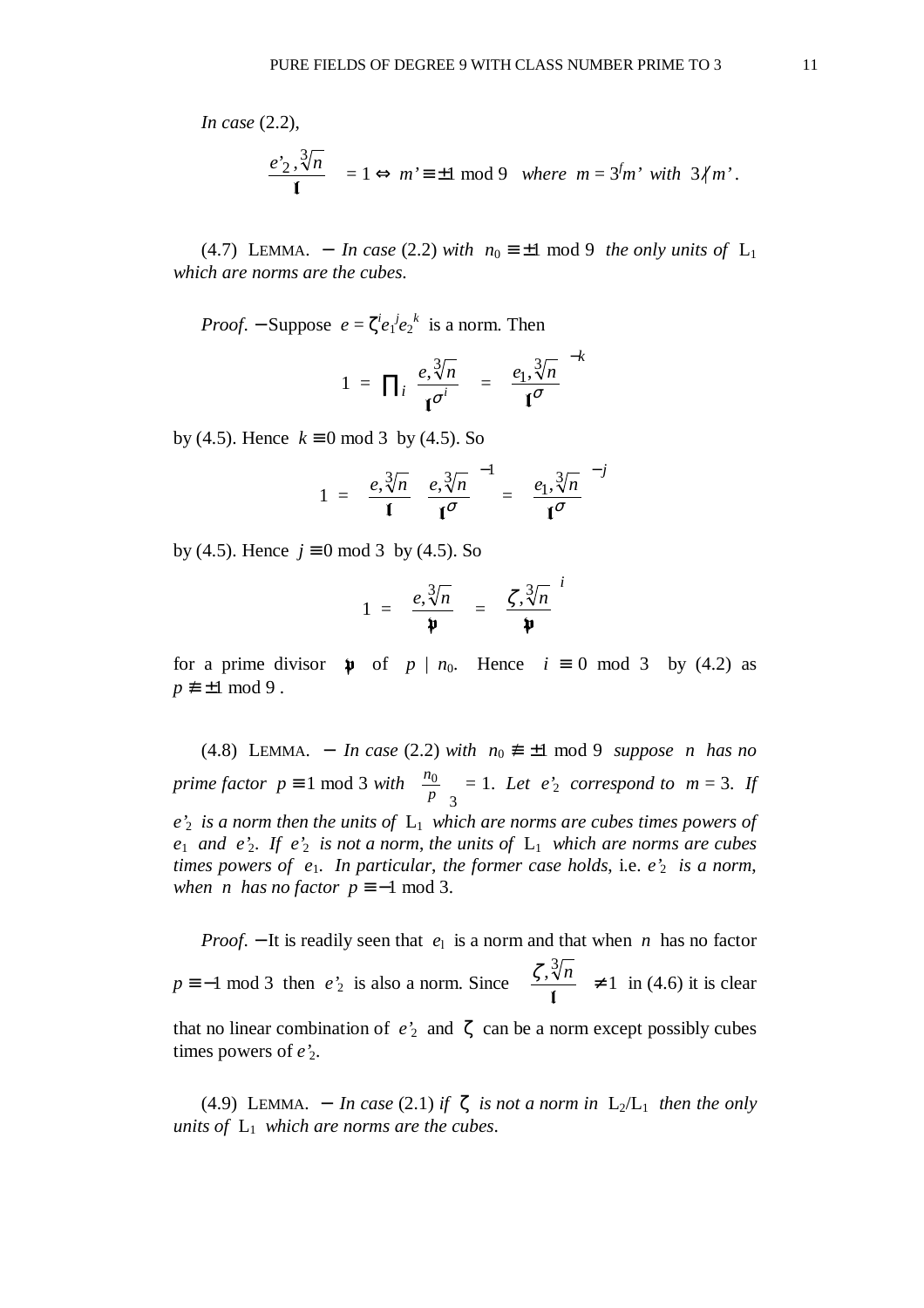*In case* (2.2),

$$\left(\frac{e'_2, \sqrt[3]{n}}{\mathfrak{l}}\right) = 1 \Leftrightarrow m' \equiv \pm 1 \bmod 9 \quad \textit{where} \;\; m = 3^f m' \;\; \textit{with} \;\; 3 \nmid m'.$$

(4.7) LEMMA. − *In case* (2.2) *with* $n_0 \equiv \pm 1 \bmod 9$ *the only units of* $L_1$ *which are norms are the cubes.*

*Proof.* − Suppose $e = \zeta^i e_1^j e_2^k$ is a norm. Then

$$1 = \prod_i \left(\frac{e, \sqrt[3]{n}}{\mathfrak{l}^{\sigma^i}}\right) = \left(\frac{e_1, \sqrt[3]{n}}{\mathfrak{l}^{\sigma}}\right)^{-k}$$

by (4.5). Hence $k \equiv 0 \bmod 3$ by (4.5). So

$$1 = \left(\frac{e, \sqrt[3]{n}}{\mathfrak{l}}\right)\left(\frac{e, \sqrt[3]{n}}{\mathfrak{l}^{\sigma}}\right)^{-1} = \left(\frac{e_1, \sqrt[3]{n}}{\mathfrak{l}^{\sigma}}\right)^{-j}$$

by (4.5). Hence $j \equiv 0 \bmod 3$ by (4.5). So

$$1 = \left(\frac{e, \sqrt[3]{n}}{\mathfrak{p}}\right) = \left(\frac{\zeta, \sqrt[3]{n}}{\mathfrak{p}}\right)^i$$

for a prime divisor $\mathfrak{p}$ of $p \mid n_0$. Hence $i \equiv 0 \bmod 3$ by (4.2) as $p \not\equiv \pm 1 \bmod 9$.

(4.8) LEMMA. − *In case* (2.2) *with* $n_0 \not\equiv \pm 1 \bmod 9$ *suppose* $n$ *has no prime factor* $p \equiv 1 \bmod 3$ *with* $\left(\frac{n_0}{p}\right)_3 = 1$. *Let* $e'_2$ *correspond to* $m = 3$. *If* $e'_2$ *is a norm then the units of* $L_1$ *which are norms are cubes times powers of* $e_1$ *and* $e'_2$. *If* $e'_2$ *is not a norm, the units of* $L_1$ *which are norms are cubes times powers of* $e_1$. *In particular, the former case holds,* i.e. $e'_2$ *is a norm, when* $n$ *has no factor* $p \equiv -1 \bmod 3$.

*Proof.* − It is readily seen that $e_1$ is a norm and that when $n$ has no factor $p \equiv -1 \bmod 3$ then $e'_2$ is also a norm. Since $\left(\frac{\zeta, \sqrt[3]{n}}{\mathfrak{l}}\right) \neq 1$ in (4.6) it is clear that no linear combination of $e'_2$ and $\zeta$ can be a norm except possibly cubes times powers of $e'_2$.

(4.9) LEMMA. − *In case* (2.1) *if* $\zeta$ *is not a norm in* $L_2/L_1$ *then the only units of* $L_1$ *which are norms are the cubes.*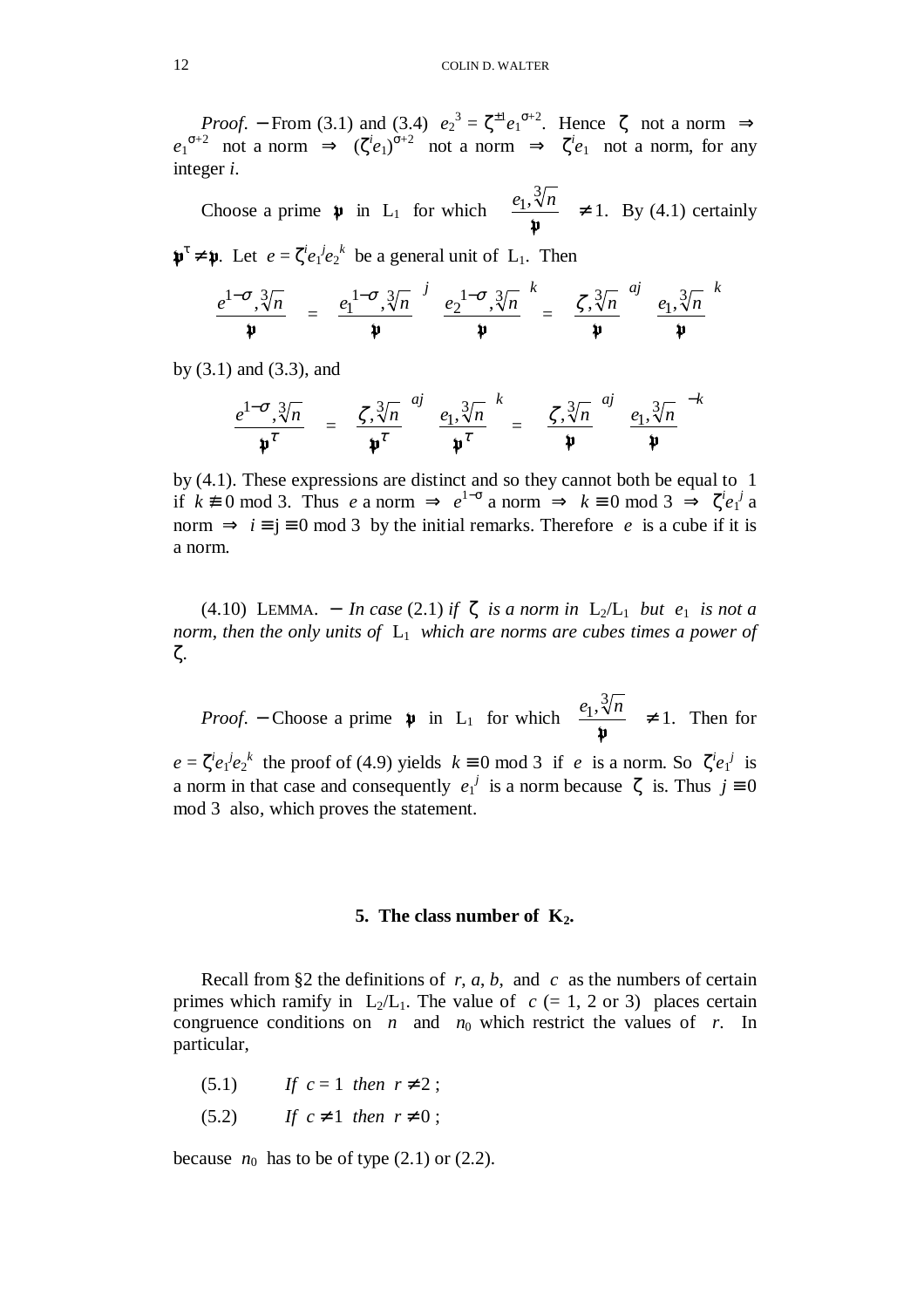*Proof*. − From (3.1) and (3.4) $e_2{}^3 = \zeta^{\pm 1} e_1{}^{\sigma+2}$. Hence $\zeta$ not a norm $\Rightarrow$ $e_1{}^{\sigma+2}$ not a norm $\Rightarrow$ $(\zeta^i e_1)^{\sigma+2}$ not a norm $\Rightarrow$ $\zeta^i e_1$ not a norm, for any integer $i$.

Choose a prime $\mathfrak{p}$ in $L_1$ for which $\left(\dfrac{e_1, \sqrt[3]{n}}{\mathfrak{p}}\right) \neq 1$. By (4.1) certainly $\mathfrak{p}^\tau \neq \mathfrak{p}$. Let $e = \zeta^i e_1{}^j e_2{}^k$ be a general unit of $L_1$. Then

$$\left(\frac{e^{1-\sigma}, \sqrt[3]{n}}{\mathfrak{p}}\right) = \left(\frac{e_1{}^{1-\sigma}, \sqrt[3]{n}}{\mathfrak{p}}\right)^j \left(\frac{e_2{}^{1-\sigma}, \sqrt[3]{n}}{\mathfrak{p}}\right)^k = \left(\frac{\zeta, \sqrt[3]{n}}{\mathfrak{p}}\right)^{aj} \left(\frac{e_1, \sqrt[3]{n}}{\mathfrak{p}}\right)^k$$

by (3.1) and (3.3), and

$$\left(\frac{e^{1-\sigma}, \sqrt[3]{n}}{\mathfrak{p}^\tau}\right) = \left(\frac{\zeta, \sqrt[3]{n}}{\mathfrak{p}^\tau}\right)^{aj} \left(\frac{e_1, \sqrt[3]{n}}{\mathfrak{p}^\tau}\right)^k = \left(\frac{\zeta, \sqrt[3]{n}}{\mathfrak{p}}\right)^{aj} \left(\frac{e_1, \sqrt[3]{n}}{\mathfrak{p}}\right)^{-k}$$

by (4.1). These expressions are distinct and so they cannot both be equal to 1 if $k \not\equiv 0 \bmod 3$. Thus $e$ a norm $\Rightarrow$ $e^{1-\sigma}$ a norm $\Rightarrow$ $k \equiv 0 \bmod 3$ $\Rightarrow$ $\zeta^i e_1{}^j$ a norm $\Rightarrow$ $i \equiv j \equiv 0 \bmod 3$ by the initial remarks. Therefore $e$ is a cube if it is a norm.

(4.10) LEMMA. − *In case* (2.1) *if* $\zeta$ *is a norm in* $L_2/L_1$ *but* $e_1$ *is not a norm, then the only units of* $L_1$ *which are norms are cubes times a power of* $\zeta$.

*Proof*. − Choose a prime $\mathfrak{p}$ in $L_1$ for which $\left(\dfrac{e_1, \sqrt[3]{n}}{\mathfrak{p}}\right) \neq 1$. Then for $e = \zeta^i e_1{}^j e_2{}^k$ the proof of (4.9) yields $k \equiv 0 \bmod 3$ if $e$ is a norm. So $\zeta^i e_1{}^j$ is a norm in that case and consequently $e_1{}^j$ is a norm because $\zeta$ is. Thus $j \equiv 0 \bmod 3$ also, which proves the statement.

## 5. The class number of $K_2$.

Recall from §2 the definitions of $r$, $a$, $b$, and $c$ as the numbers of certain primes which ramify in $L_2/L_1$. The value of $c$ (= 1, 2 or 3) places certain congruence conditions on $n$ and $n_0$ which restrict the values of $r$. In particular,

(5.1) *If* $c = 1$ *then* $r \neq 2$ ;

(5.2) *If* $c \neq 1$ *then* $r \neq 0$ ;

because $n_0$ has to be of type (2.1) or (2.2).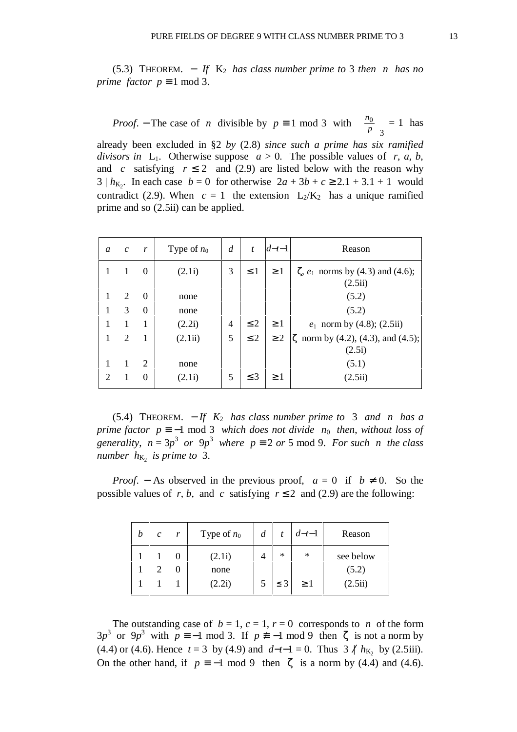(5.3) THEOREM. − *If* $K_2$ *has class number prime to* 3 *then* $n$ *has no prime factor* $p \equiv 1 \bmod 3$.

*Proof*. − The case of $n$ divisible by $p \equiv 1 \bmod 3$ with $\left(\frac{n_0}{p}\right)_3 = 1$ has already been excluded in §2 *by* (2.8) *since such a prime has six ramified divisors in* $L_1$. Otherwise suppose $a > 0$. The possible values of $r$, $a$, $b$, and $c$ satisfying $r \leq 2$ and (2.9) are listed below with the reason why $3 \mid h_{K_2}$. In each case $b = 0$ for otherwise $2a + 3b + c \geq 2.1 + 3.1 + 1$ would contradict (2.9). When $c = 1$ the extension $L_2/K_2$ has a unique ramified prime and so (2.5ii) can be applied.

| $a$ | $c$ | $r$ | Type of $n_0$ | $d$ | $t$ | $d-t-1$ | Reason |
|---|---|---|---|---|---|---|---|
| 1 | 1 | 0 | (2.1i) | 3 | $\leq 1$ | $\geq 1$ | $\zeta$, $e_1$ norms by (4.3) and (4.6); (2.5ii) |
| 1 | 2 | 0 | none | | | | (5.2) |
| 1 | 3 | 0 | none | | | | (5.2) |
| 1 | 1 | 1 | (2.2i) | 4 | $\leq 2$ | $\geq 1$ | $e_1$ norm by (4.8); (2.5ii) |
| 1 | 2 | 1 | (2.1ii) | 5 | $\leq 2$ | $\geq 2$ | $\zeta$ norm by (4.2), (4.3), and (4.5); (2.5i) |
| 1 | 1 | 2 | none | | | | (5.1) |
| 2 | 1 | 0 | (2.1i) | 5 | $\leq 3$ | $\geq 1$ | (2.5ii) |

(5.4) THEOREM. − *If* $K_2$ *has class number prime to* 3 *and* $n$ *has a prime factor* $p \equiv -1 \bmod 3$ *which does not divide* $n_0$ *then, without loss of generality,* $n = 3p^3$ *or* $9p^3$ *where* $p \equiv 2$ *or* $5 \bmod 9$. *For such* $n$ *the class number* $h_{K_2}$ *is prime to* 3.

*Proof*. − As observed in the previous proof, $a = 0$ if $b \neq 0$. So the possible values of $r$, $b$, and $c$ satisfying $r \leq 2$ and (2.9) are the following:

| $b$ | $c$ | $r$ | Type of $n_0$ | $d$ | $t$ | $d-t-1$ | Reason |
|---|---|---|---|---|---|---|---|
| 1 | 1 | 0 | (2.1i) | 4 | * | * | see below |
| 1 | 2 | 0 | none | | | | (5.2) |
| 1 | 1 | 1 | (2.2i) | 5 | $\leq 3$ | $\geq 1$ | (2.5ii) |

The outstanding case of $b = 1, c = 1, r = 0$ corresponds to $n$ of the form $3p^3$ or $9p^3$ with $p \equiv -1 \bmod 3$. If $p \not\equiv -1 \bmod 9$ then $\zeta$ is not a norm by (4.4) or (4.6). Hence $t = 3$ by (4.9) and $d-t-1 = 0$. Thus $3 \nmid h_{K_2}$ by (2.5iii). On the other hand, if $p \equiv -1 \bmod 9$ then $\zeta$ is a norm by (4.4) and (4.6).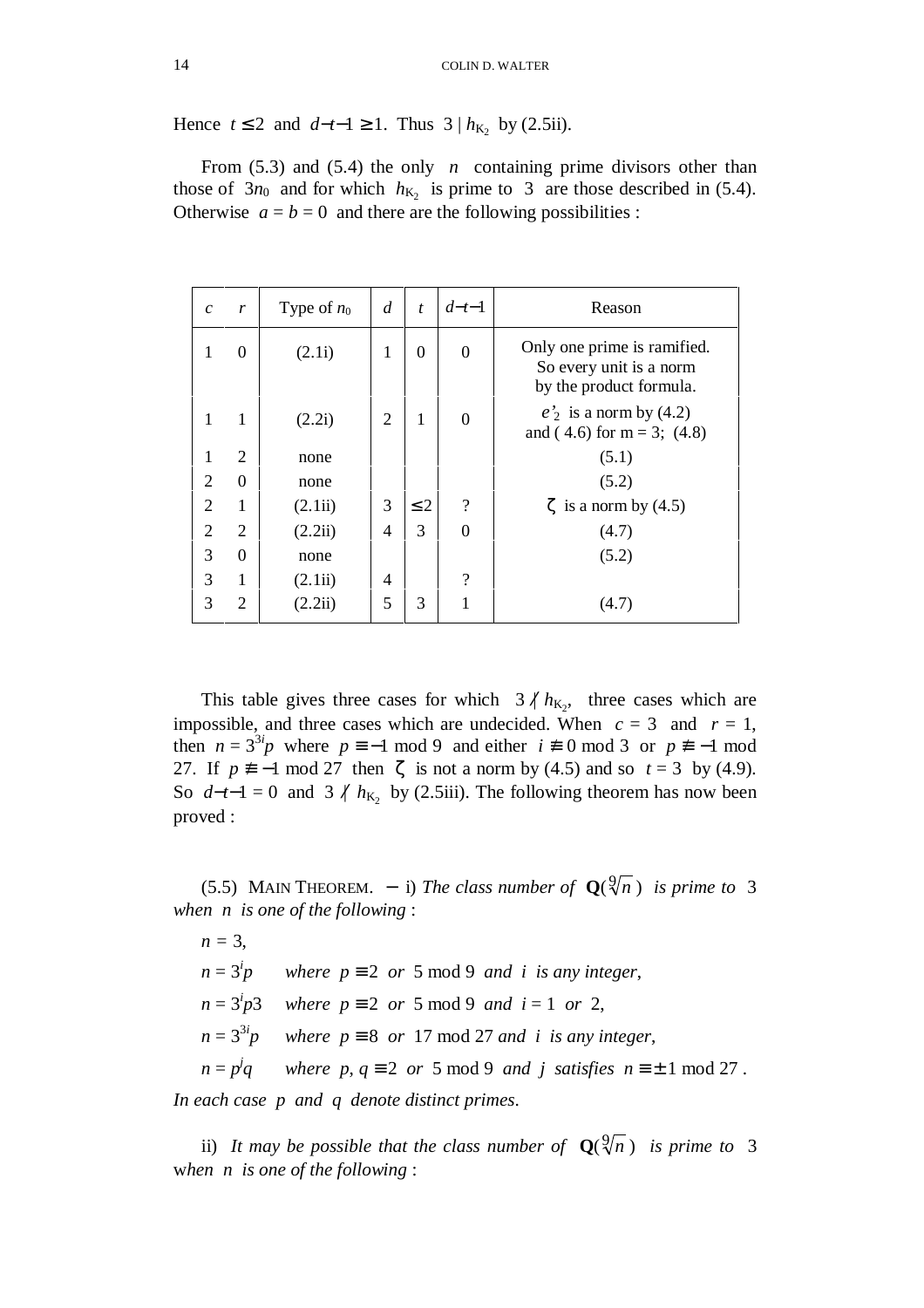Hence $t \le 2$ and $d-t-1 \ge 1$. Thus $3 \mid h_{K_2}$ by (2.5ii).

From (5.3) and (5.4) the only $n$ containing prime divisors other than those of $3n_0$ and for which $h_{K_2}$ is prime to 3 are those described in (5.4). Otherwise $a = b = 0$ and there are the following possibilities :

| $c$ | $r$ | Type of $n_0$ | $d$ | $t$ | $d-t-1$ | Reason |
|---|---|---|---|---|---|---|
| 1 | 0 | (2.1i) | 1 | 0 | 0 | Only one prime is ramified. So every unit is a norm by the product formula. |
| 1 | 1 | (2.2i) | 2 | 1 | 0 | $e'_2$ is a norm by (4.2) and (4.6) for m = 3; (4.8) |
| 1 | 2 | none | | | | (5.1) |
| 2 | 0 | none | | | | (5.2) |
| 2 | 1 | (2.1ii) | 3 | $\le 2$ | ? | $\zeta$ is a norm by (4.5) |
| 2 | 2 | (2.2ii) | 4 | 3 | 0 | (4.7) |
| 3 | 0 | none | | | | (5.2) |
| 3 | 1 | (2.1ii) | 4 | | ? | |
| 3 | 2 | (2.2ii) | 5 | 3 | 1 | (4.7) |

This table gives three cases for which $3 \nmid h_{K_2}$, three cases which are impossible, and three cases which are undecided. When $c = 3$ and $r = 1$, then $n = 3^{3i}p$ where $p \equiv -1 \bmod 9$ and either $i \not\equiv 0 \bmod 3$ or $p \not\equiv -1 \bmod 27$. If $p \not\equiv -1 \bmod 27$ then $\zeta$ is not a norm by (4.5) and so $t = 3$ by (4.9). So $d-t-1 = 0$ and $3 \nmid h_{K_2}$ by (2.5iii). The following theorem has now been proved :

(5.5) MAIN THEOREM. − i) *The class number of* $\mathbf{Q}(\sqrt[9]{n})$ *is prime to* 3 *when* $n$ *is one of the following* :

$n = 3$,

$n = 3^i p$ *where* $p \equiv 2$ *or* $5 \bmod 9$ *and* $i$ *is any integer*,

$n = 3^i p3$ *where* $p \equiv 2$ *or* $5 \bmod 9$ *and* $i = 1$ *or* $2$,

$n = 3^{3i} p$ *where* $p \equiv 8$ *or* $17 \bmod 27$ *and* $i$ *is any integer*,

$n = p^j q$ *where* $p, q \equiv 2$ *or* $5 \bmod 9$ *and* $j$ *satisfies* $n \equiv \pm 1 \bmod 27$ .

*In each case* $p$ *and* $q$ *denote distinct primes*.

ii) *It may be possible that the class number of* $\mathbf{Q}(\sqrt[9]{n})$ *is prime to* 3 w*hen* $n$ *is one of the following* :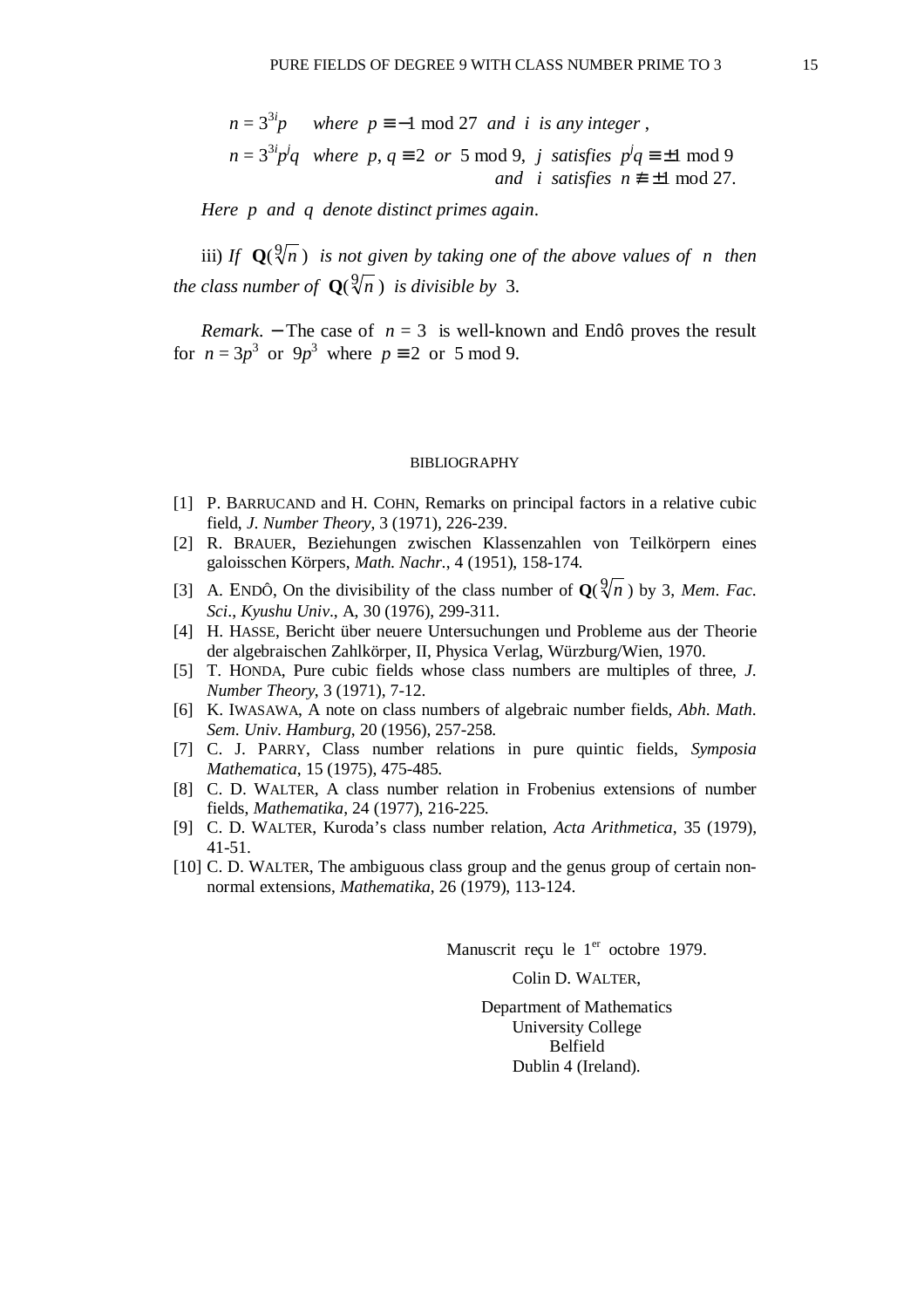$$n = 3^{3^i} p \quad \textit{where } p \equiv -1 \bmod 27 \textit{ and } i \textit{ is any integer},$$

$$n = 3^{3^i} p^j q \quad \textit{where } p, q \equiv 2 \textit{ or } 5 \bmod 9,\ j \textit{ satisfies } p^j q \equiv \pm 1 \bmod 9 \textit{ and } i \textit{ satisfies } n \not\equiv \pm 1 \bmod 27.$$

*Here* $p$ *and* $q$ *denote distinct primes again.*

iii) *If* $\mathbf{Q}(\sqrt[9]{n})$ *is not given by taking one of the above values of* $n$ *then the class number of* $\mathbf{Q}(\sqrt[9]{n})$ *is divisible by* 3.

*Remark.* − The case of $n = 3$ is well-known and Endô proves the result for $n = 3p^3$ or $9p^3$ where $p \equiv 2$ or $5 \bmod 9$.

## BIBLIOGRAPHY

[1] P. BARRUCAND and H. COHN, Remarks on principal factors in a relative cubic field, *J. Number Theory*, 3 (1971), 226-239.

[2] R. BRAUER, Beziehungen zwischen Klassenzahlen von Teilkörpern eines galoisschen Körpers, *Math. Nachr.*, 4 (1951), 158-174.

[3] A. ENDÔ, On the divisibility of the class number of $\mathbf{Q}(\sqrt[9]{n})$ by 3, *Mem. Fac. Sci., Kyushu Univ.*, A, 30 (1976), 299-311.

[4] H. HASSE, Bericht über neuere Untersuchungen und Probleme aus der Theorie der algebraischen Zahlkörper, II, Physica Verlag, Würzburg/Wien, 1970.

[5] T. HONDA, Pure cubic fields whose class numbers are multiples of three, *J. Number Theory*, 3 (1971), 7-12.

[6] K. IWASAWA, A note on class numbers of algebraic number fields, *Abh. Math. Sem. Univ. Hamburg*, 20 (1956), 257-258.

[7] C. J. PARRY, Class number relations in pure quintic fields, *Symposia Mathematica*, 15 (1975), 475-485.

[8] C. D. WALTER, A class number relation in Frobenius extensions of number fields, *Mathematika*, 24 (1977), 216-225.

[9] C. D. WALTER, Kuroda's class number relation, *Acta Arithmetica*, 35 (1979), 41-51.

[10] C. D. WALTER, The ambiguous class group and the genus group of certain non-normal extensions, *Mathematika*, 26 (1979), 113-124.

Manuscrit reçu le 1er octobre 1979.

Colin D. WALTER,

Department of Mathematics
University College
Belfield
Dublin 4 (Ireland).